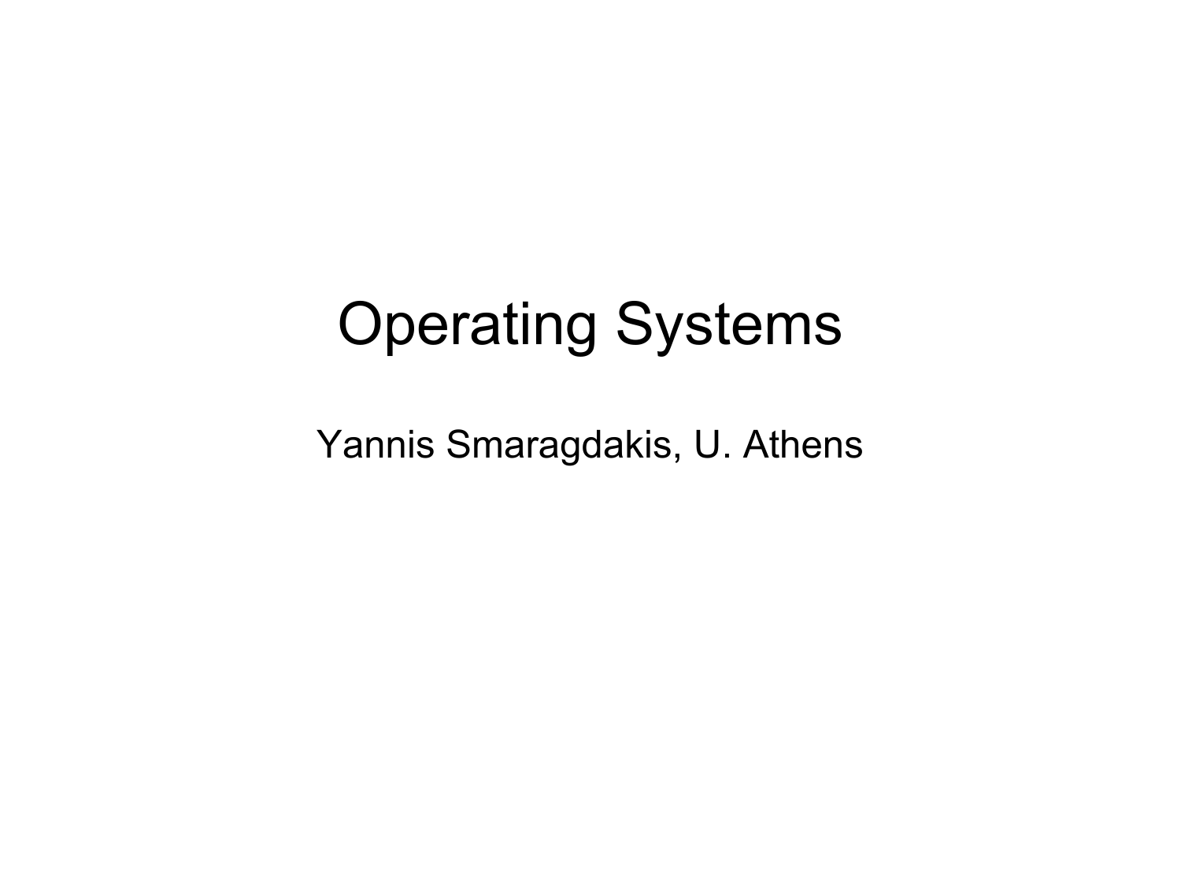# Operating Systems

Yannis Smaragdakis, U. Athens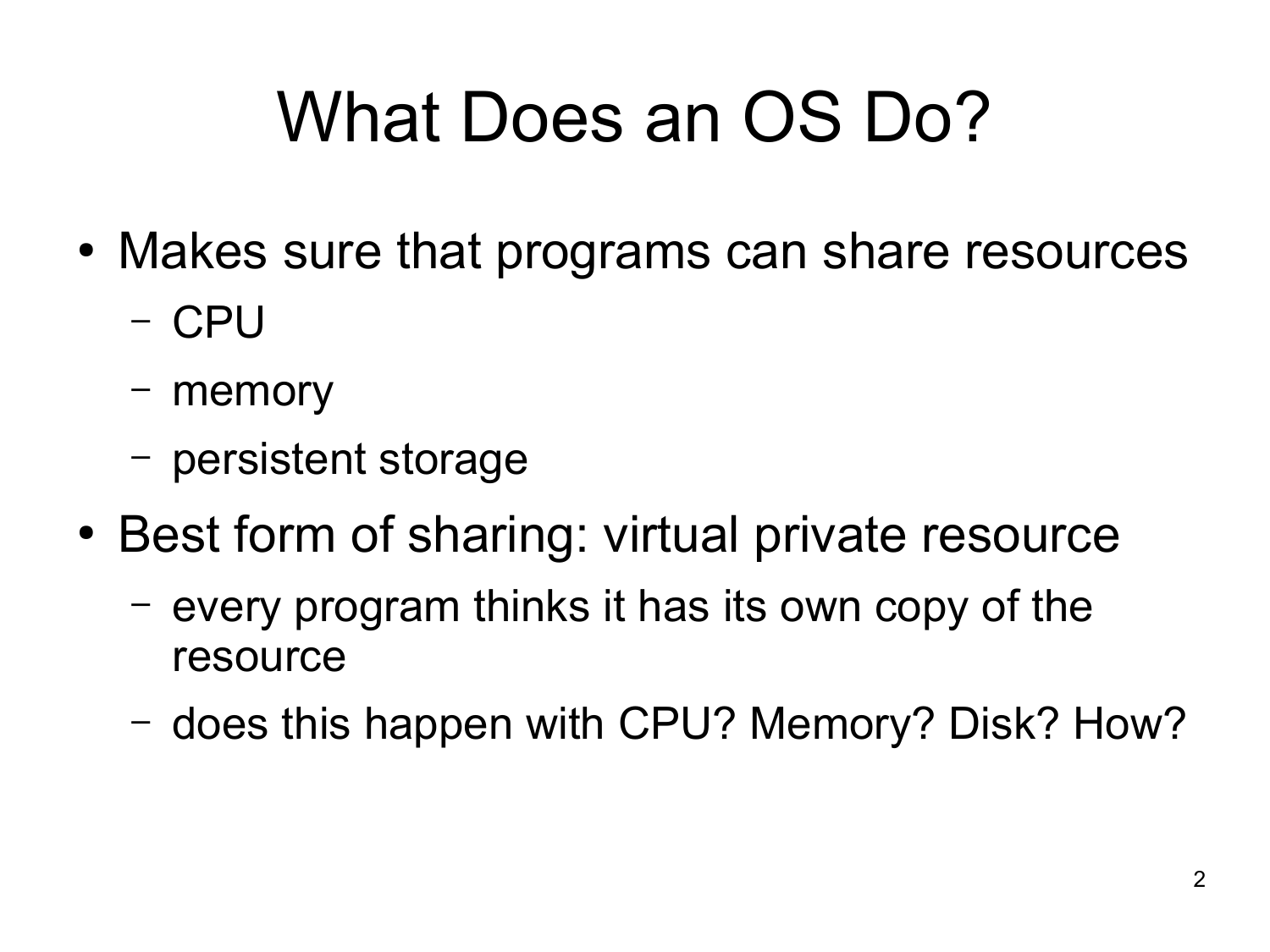# What Does an OS Do?

- Makes sure that programs can share resources
  - CPU
  - memory
  - persistent storage
- Best form of sharing: virtual private resource
  - every program thinks it has its own copy of the resource
  - does this happen with CPU? Memory? Disk? How?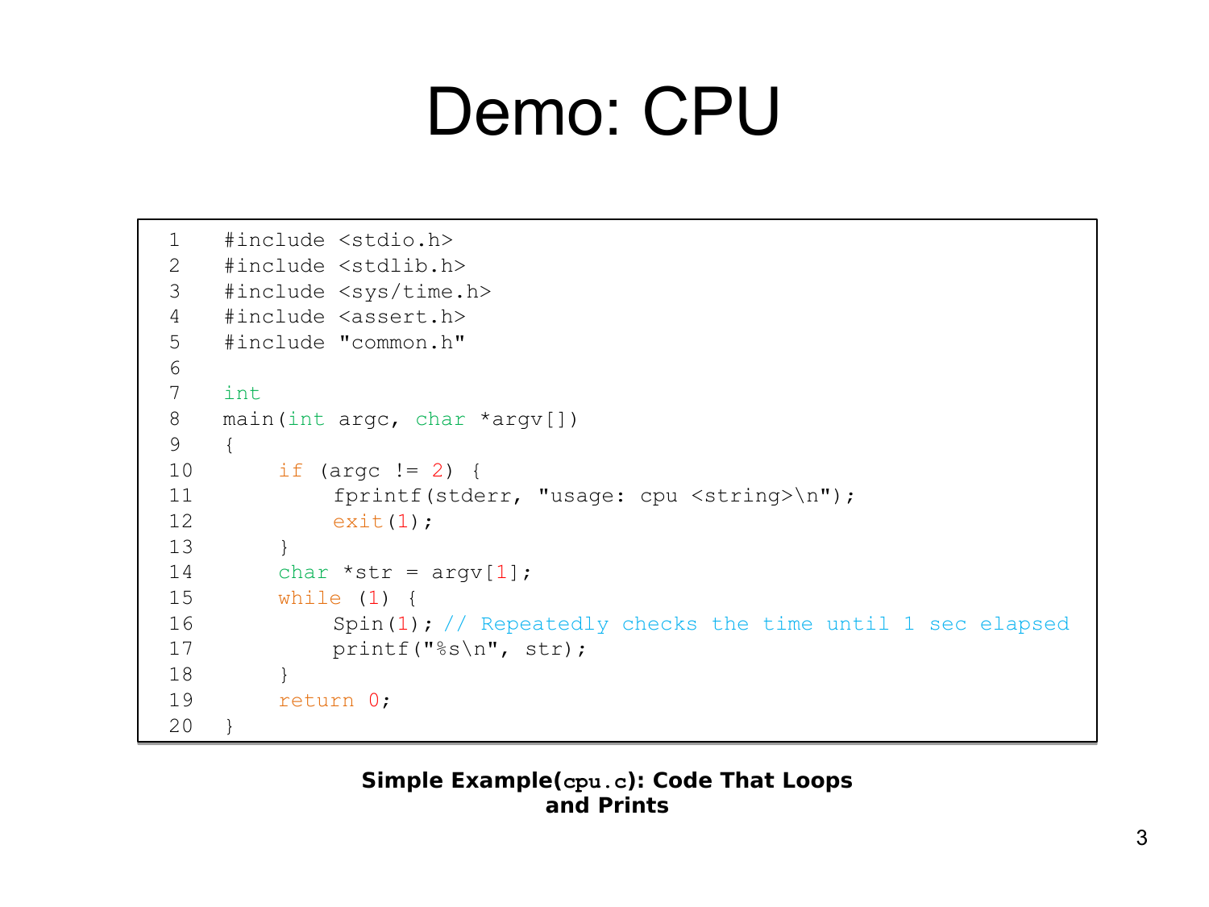# Demo: CPU

```c
1   #include <stdio.h>
2   #include <stdlib.h>
3   #include <sys/time.h>
4   #include <assert.h>
5   #include "common.h"
6
7   int
8   main(int argc, char *argv[])
9   {
10      if (argc != 2) {
11          fprintf(stderr, "usage: cpu <string>\n");
12          exit(1);
13      }
14      char *str = argv[1];
15      while (1) {
16          Spin(1); // Repeatedly checks the time until 1 sec elapsed
17          printf("%s\n", str);
18      }
19      return 0;
20  }
```

**Simple Example(`cpu.c`): Code That Loops and Prints**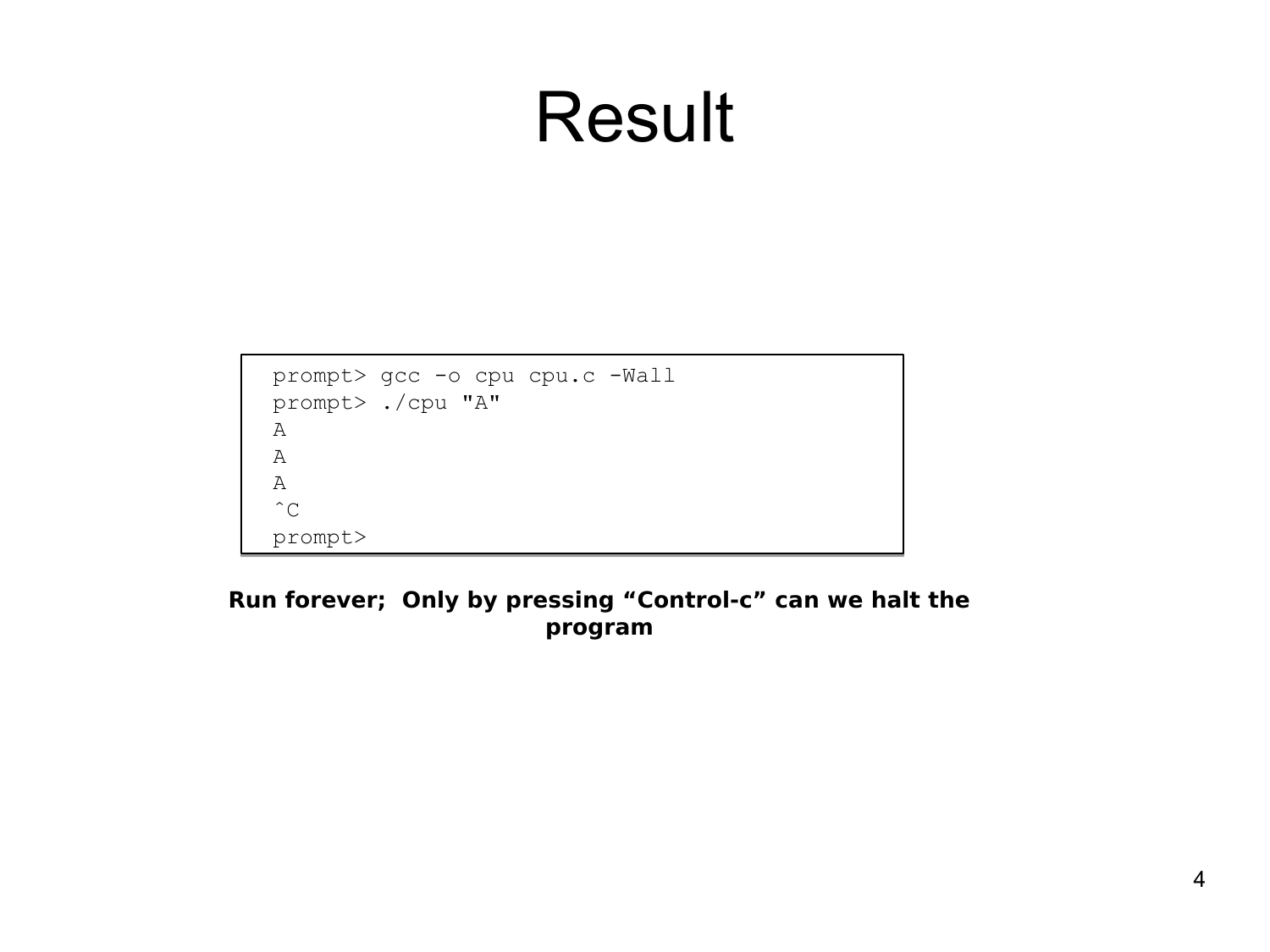# Result

```
prompt> gcc -o cpu cpu.c -Wall
prompt> ./cpu "A"
A
A
A
ˆC
prompt>
```

**Run forever; Only by pressing “Control-c” can we halt the program**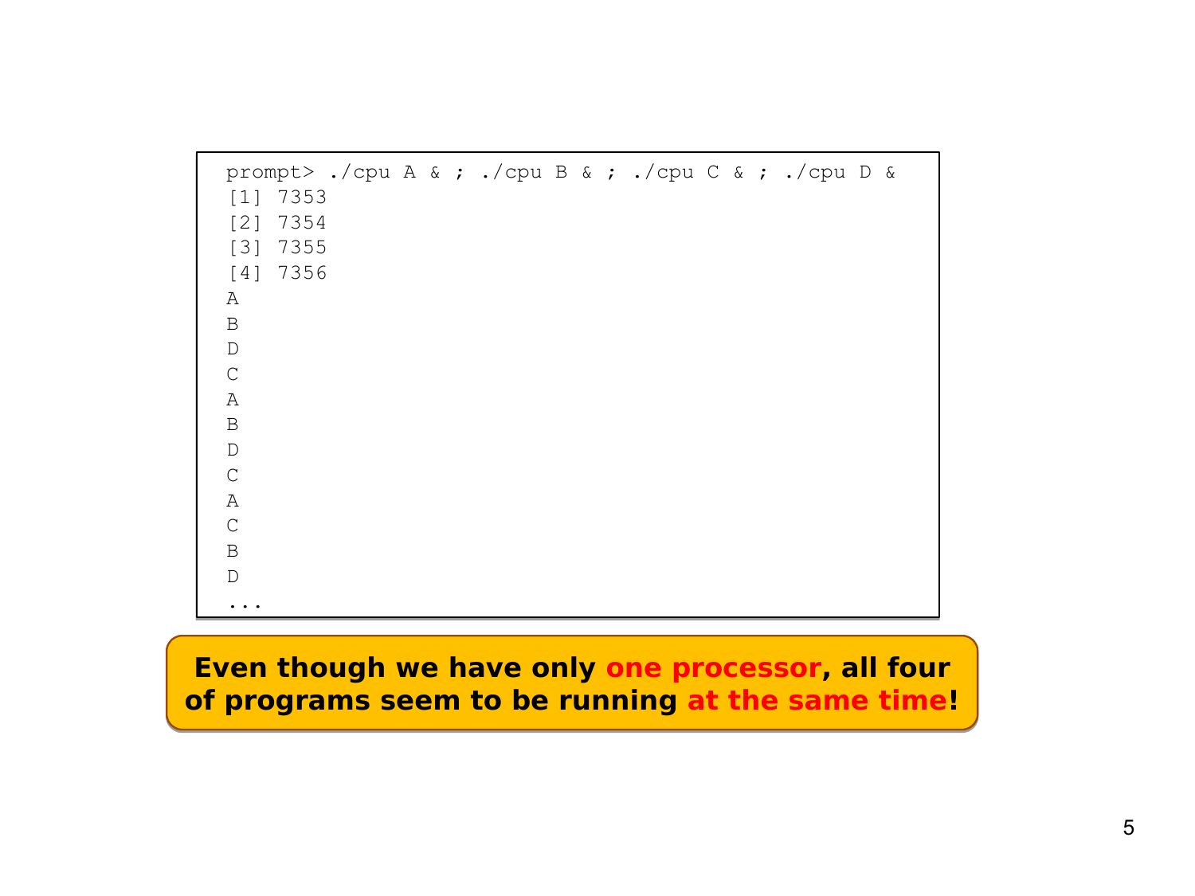```
prompt> ./cpu A & ; ./cpu B & ; ./cpu C & ; ./cpu D &
[1] 7353
[2] 7354
[3] 7355
[4] 7356
A
B
D
C
A
B
D
C
A
C
B
D
...
```

**Even though we have only one processor, all four of programs seem to be running at the same time!**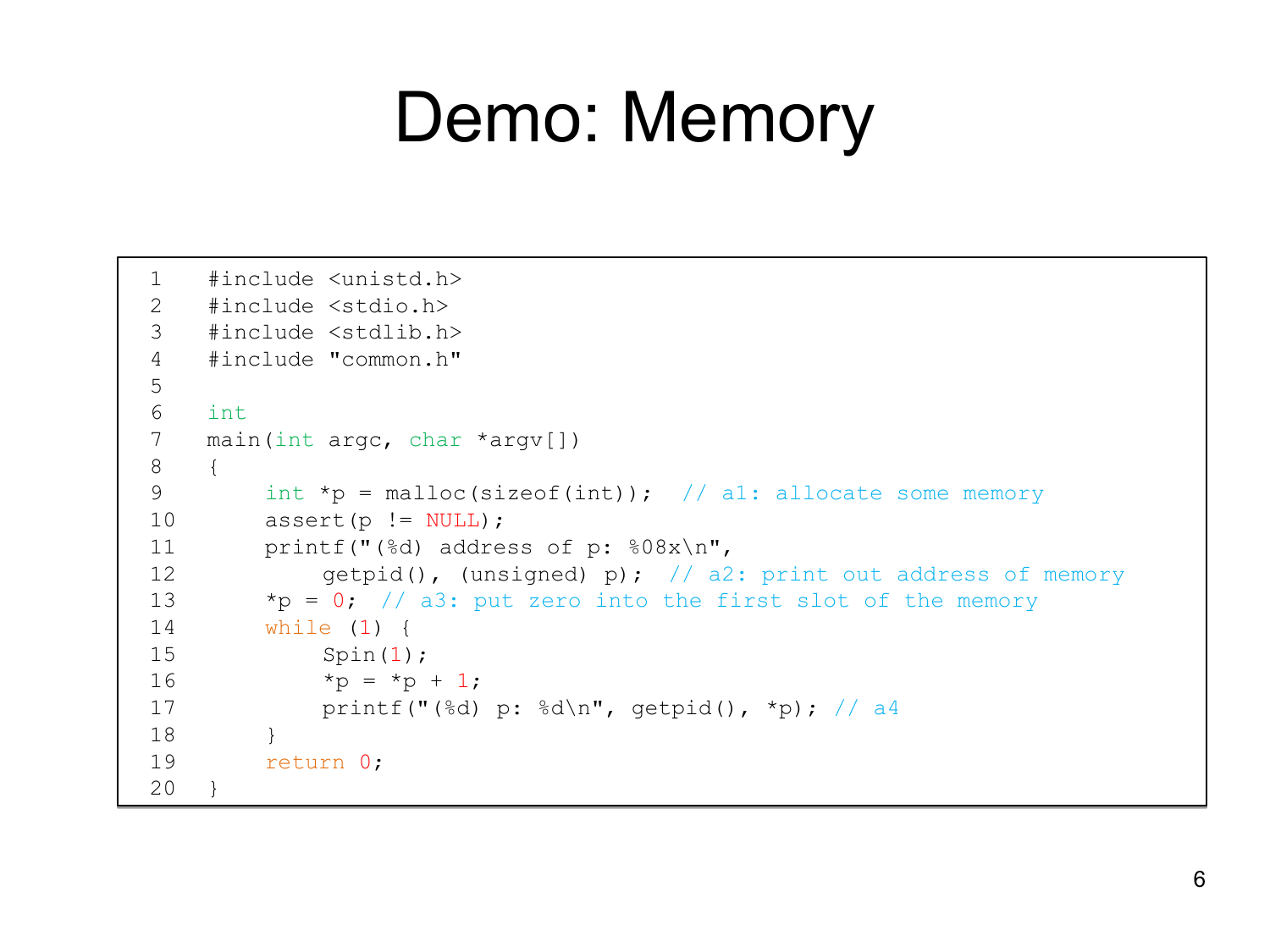# Demo: Memory

```
1   #include <unistd.h>
2   #include <stdio.h>
3   #include <stdlib.h>
4   #include "common.h"
5
6   int
7   main(int argc, char *argv[])
8   {
9       int *p = malloc(sizeof(int));  // a1: allocate some memory
10      assert(p != NULL);
11      printf("(%d) address of p: %08x\n",
12          getpid(), (unsigned) p);  // a2: print out address of memory
13      *p = 0;  // a3: put zero into the first slot of the memory
14      while (1) {
15          Spin(1);
16          *p = *p + 1;
17          printf("(%d) p: %d\n", getpid(), *p); // a4
18      }
19      return 0;
20  }
```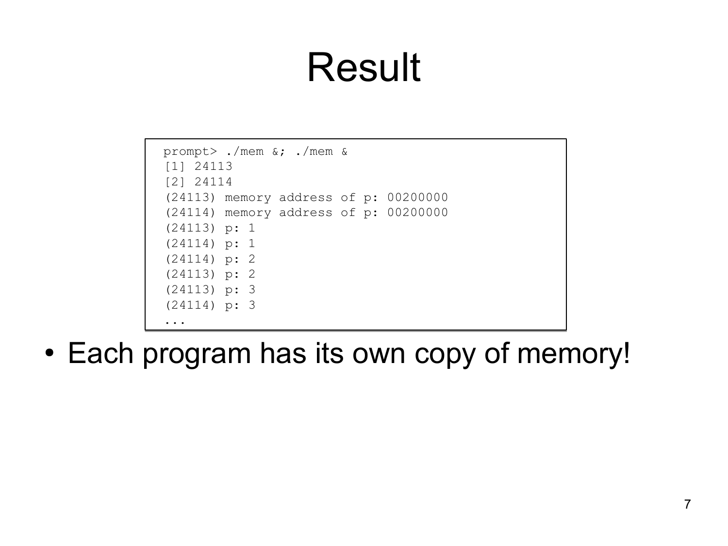# Result

```
prompt> ./mem &; ./mem &
[1] 24113
[2] 24114
(24113) memory address of p: 00200000
(24114) memory address of p: 00200000
(24113) p: 1
(24114) p: 1
(24114) p: 2
(24113) p: 2
(24113) p: 3
(24114) p: 3
...
```

- Each program has its own copy of memory!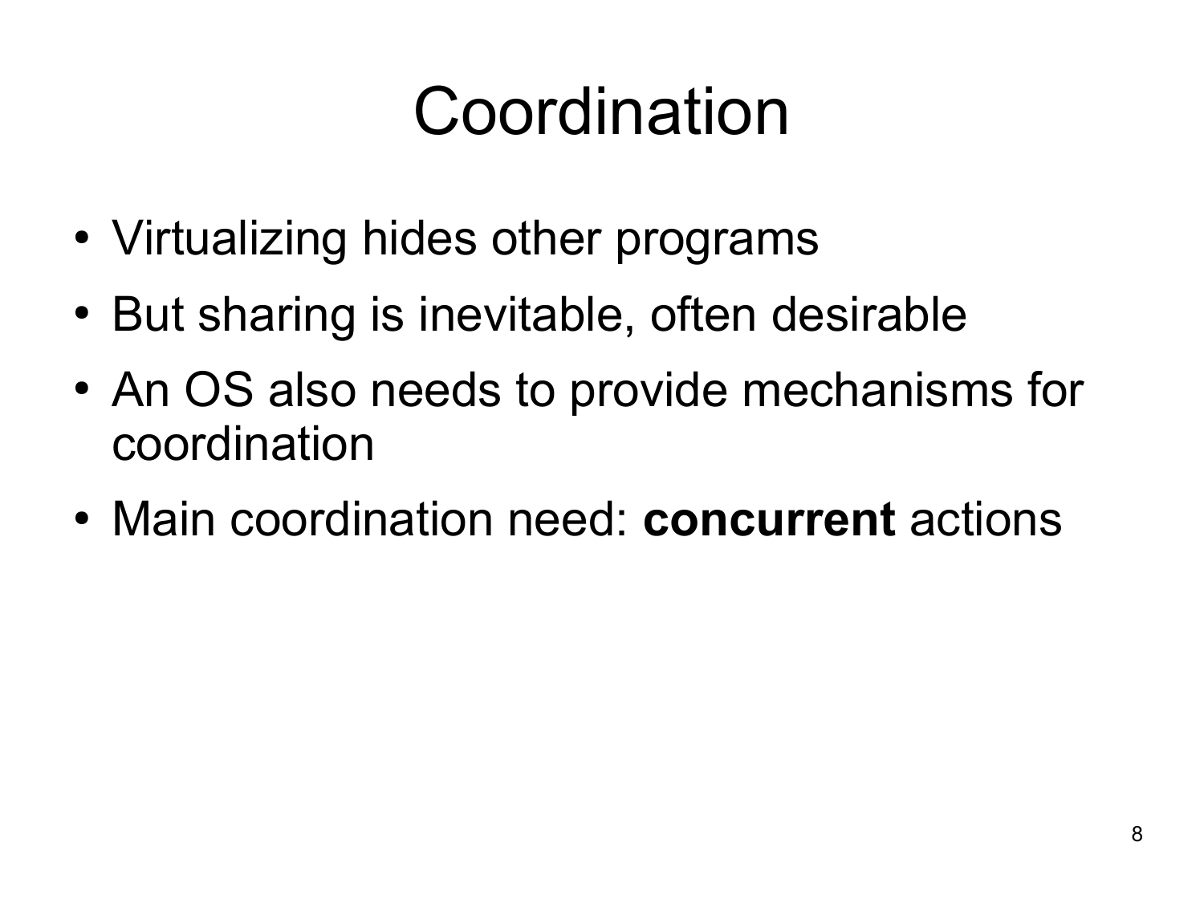# Coordination

- Virtualizing hides other programs
- But sharing is inevitable, often desirable
- An OS also needs to provide mechanisms for coordination
- Main coordination need: **concurrent** actions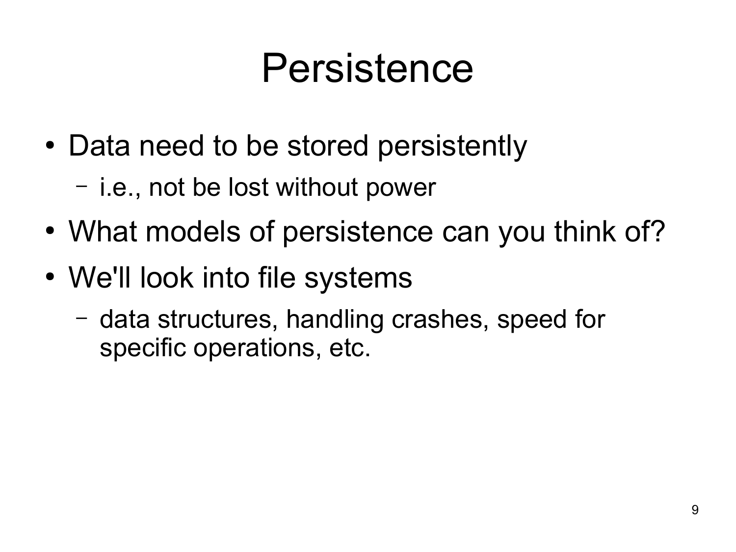# Persistence

- Data need to be stored persistently
  - i.e., not be lost without power
- What models of persistence can you think of?
- We'll look into file systems
  - data structures, handling crashes, speed for specific operations, etc.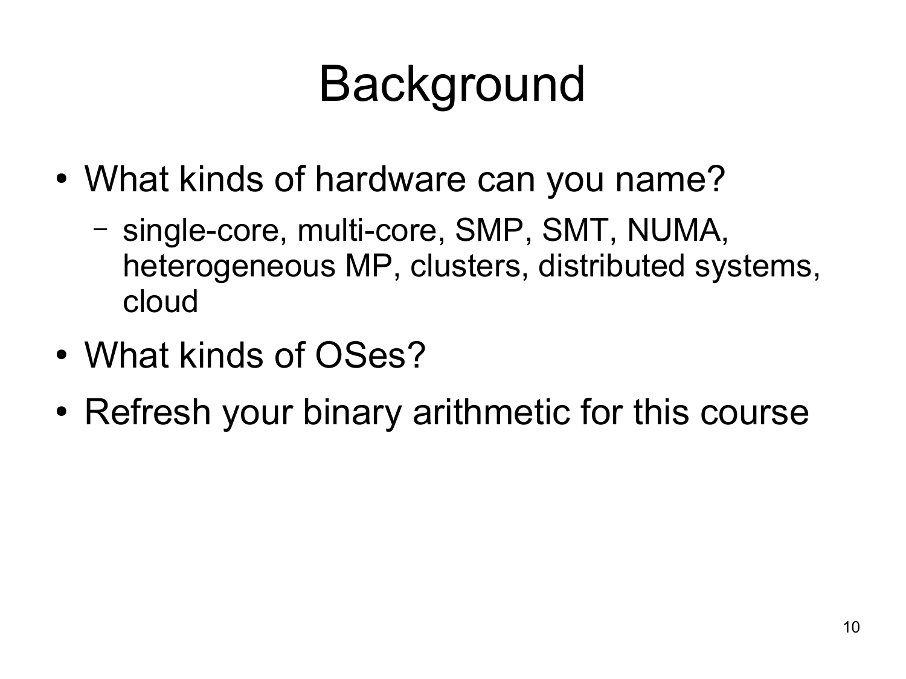# Background

- What kinds of hardware can you name?
  - single-core, multi-core, SMP, SMT, NUMA, heterogeneous MP, clusters, distributed systems, cloud
- What kinds of OSes?
- Refresh your binary arithmetic for this course